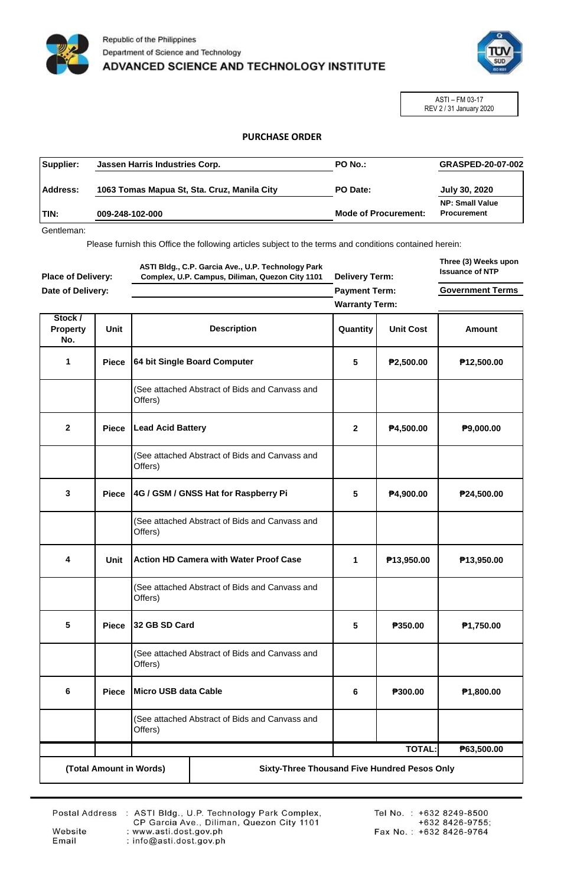Republic of the Philippines
Department of Science and Technology
**ADVANCED SCIENCE AND TECHNOLOGY INSTITUTE**

ASTI – FM 03-17
REV 2 / 31 January 2020

## PURCHASE ORDER

| | | | |
|---|---|---|---|
| **Supplier:** | **Jassen Harris Industries Corp.** | **PO No.:** | **GRASPED-20-07-002** |
| **Address:** | **1063 Tomas Mapua St, Sta. Cruz, Manila City** | **PO Date:** | **July 30, 2020** |
| **TIN:** | **009-248-102-000** | **Mode of Procurement:** | **NP: Small Value Procurement** |

Gentleman:

Please furnish this Office the following articles subject to the terms and conditions contained herein:

| | | | |
|---|---|---|---|
| **Place of Delivery:** | **ASTI Bldg., C.P. Garcia Ave., U.P. Technology Park Complex, U.P. Campus, Diliman, Quezon City 1101** | **Delivery Term:** | **Three (3) Weeks upon Issuance of NTP** |
| **Date of Delivery:** | | **Payment Term:** | **Government Terms** |
| | | **Warranty Term:** | |

| Stock / Property No. | Unit | Description | Quantity | Unit Cost | Amount |
|---|---|---|---|---|---|
| **1** | **Piece** | **64 bit Single Board Computer** | **5** | **₱2,500.00** | **₱12,500.00** |
| | | (See attached Abstract of Bids and Canvass and Offers) | | | |
| **2** | **Piece** | **Lead Acid Battery** | **2** | **₱4,500.00** | **₱9,000.00** |
| | | (See attached Abstract of Bids and Canvass and Offers) | | | |
| **3** | **Piece** | **4G / GSM / GNSS Hat for Raspberry Pi** | **5** | **₱4,900.00** | **₱24,500.00** |
| | | (See attached Abstract of Bids and Canvass and Offers) | | | |
| **4** | **Unit** | **Action HD Camera with Water Proof Case** | **1** | **₱13,950.00** | **₱13,950.00** |
| | | (See attached Abstract of Bids and Canvass and Offers) | | | |
| **5** | **Piece** | **32 GB SD Card** | **5** | **₱350.00** | **₱1,750.00** |
| | | (See attached Abstract of Bids and Canvass and Offers) | | | |
| **6** | **Piece** | **Micro USB data Cable** | **6** | **₱300.00** | **₱1,800.00** |
| | | (See attached Abstract of Bids and Canvass and Offers) | | | |
| | | | | **TOTAL:** | **₱63,500.00** |

| | |
|---|---|
| **(Total Amount in Words)** | **Sixty-Three Thousand Five Hundred Pesos Only** |

Postal Address : ASTI Bldg., U.P. Technology Park Complex, CP Garcia Ave., Diliman, Quezon City 1101
Website : www.asti.dost.gov.ph
Email : info@asti.dost.gov.ph
Tel No. : +632 8249-8500, +632 8426-9755;
Fax No. : +632 8426-9764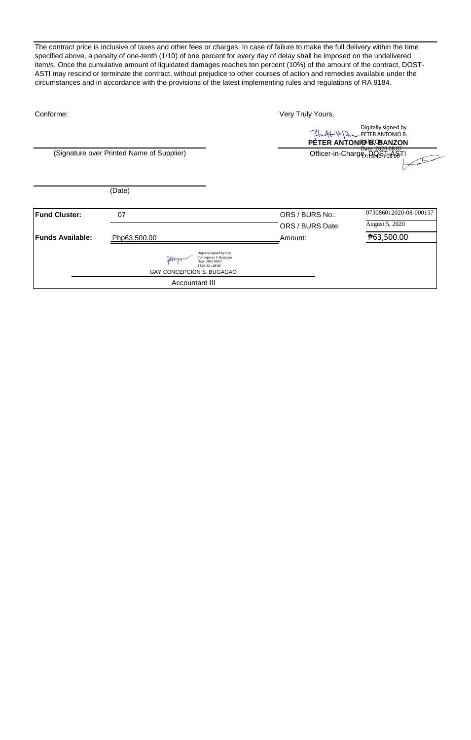The contract price is inclusive of taxes and other fees or charges. In case of failure to make the full delivery within the time specified above, a penalty of one-tenth (1/10) of one percent for every day of delay shall be imposed on the undelivered item/s. Once the cumulative amount of liquidated damages reaches ten percent (10%) of the amount of the contract, DOST-ASTI may rescind or terminate the contract, without prejudice to other courses of action and remedies available under the circumstances and in accordance with the provisions of the latest implementing rules and regulations of RA 9184.

Conforme:

(Signature over Printed Name of Supplier)

(Date)

Very Truly Yours,

Digitally signed by PETER ANTONIO B. BANZON
Date: 2020.08.07 17:13:40 +08'00'

**PETER ANTONIO B. BANZON**
Officer-in-Charge, DOST-ASTI

| | | | |
|---|---|---|---|
| **Fund Cluster:** | 07 | ORS / BURS No.: | 073086012020-08-000157 |
| | | ORS / BURS Date: | August 5, 2020 |
| **Funds Available:** | Php63,500.00 | Amount: | ₱63,500.00 |

Digitally signed by Gay Concepcion S. Bugagao
Date: 2020.08.07 13:24:22 +08'00'

GAY CONCEPCION S. BUGAGAO
Accountant III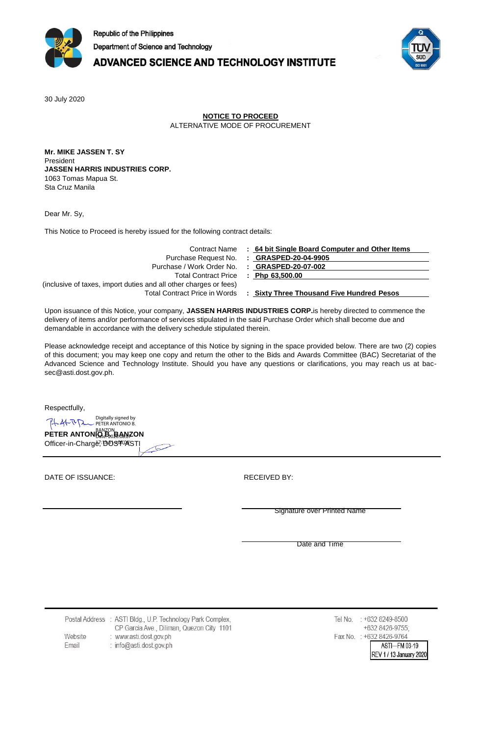Republic of the Philippines

Department of Science and Technology

**ADVANCED SCIENCE AND TECHNOLOGY INSTITUTE**

30 July 2020

**NOTICE TO PROCEED**

ALTERNATIVE MODE OF PROCUREMENT

**Mr. MIKE JASSEN T. SY**
President
**JASSEN HARRIS INDUSTRIES CORP.**
1063 Tomas Mapua St.
Sta Cruz Manila

Dear Mr. Sy,

This Notice to Proceed is hereby issued for the following contract details:

| | | |
|---|---|---|
| Contract Name | : | **64 bit Single Board Computer and Other Items** |
| Purchase Request No. | : | **GRASPED-20-04-9905** |
| Purchase / Work Order No. | : | **GRASPED-20-07-002** |
| Total Contract Price (inclusive of taxes, import duties and all other charges or fees) | : | **Php 63,500.00** |
| Total Contract Price in Words | : | **Sixty Three Thousand Five Hundred Pesos** |

Upon issuance of this Notice, your company, **JASSEN HARRIS INDUSTRIES CORP.** is hereby directed to commence the delivery of items and/or performance of services stipulated in the said Purchase Order which shall become due and demandable in accordance with the delivery schedule stipulated therein.

Please acknowledge receipt and acceptance of this Notice by signing in the space provided below. There are two (2) copies of this document; you may keep one copy and return the other to the Bids and Awards Committee (BAC) Secretariat of the Advanced Science and Technology Institute. Should you have any questions or clarifications, you may reach us at bac-sec@asti.dost.gov.ph.

Respectfully,

Digitally signed by PETER ANTONIO B. BANZON

**PETER ANTONIO B. BANZON**
Officer-in-Charge, DOST-ASTI

DATE OF ISSUANCE: ____________________

RECEIVED BY:

____________________
Signature over Printed Name

____________________
Date and Time

Postal Address : ASTI Bldg., U.P. Technology Park Complex, CP Garcia Ave., Diliman, Quezon City 1101
Website : www.asti.dost.gov.ph
Email : info@asti.dost.gov.ph
Tel No. : +632 8249-8500, +632 8426-9755;
Fax No. : +632 8426-9764

ASTI—FM 03-19
REV 1 / 13 January 2020